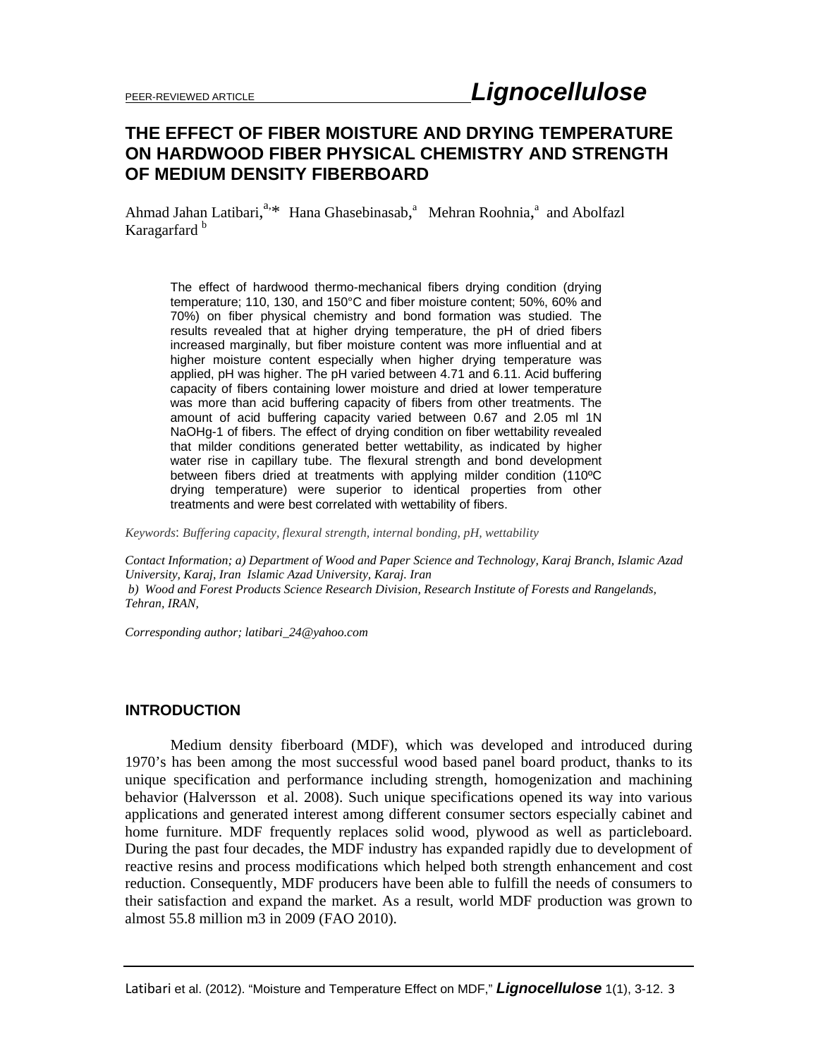PEER-REVIEWED ARTICLE **Lignocellulose**

# THE EFFECT OF FIBER MOISTURE AND DRYING TEMPERATURE ON HARDWOOD FIBER PHYSICAL CHEMISTRY AND STRENGTH OF MEDIUM DENSITY FIBERBOARD

Ahmad Jahan Latibari,[a,]* Hana Ghasebinasab,[a] Mehran Roohnia,[a] and Abolfazl Karagarfard [b]

The effect of hardwood thermo-mechanical fibers drying condition (drying temperature; 110, 130, and 150°C and fiber moisture content; 50%, 60% and 70%) on fiber physical chemistry and bond formation was studied. The results revealed that at higher drying temperature, the pH of dried fibers increased marginally, but fiber moisture content was more influential and at higher moisture content especially when higher drying temperature was applied, pH was higher. The pH varied between 4.71 and 6.11. Acid buffering capacity of fibers containing lower moisture and dried at lower temperature was more than acid buffering capacity of fibers from other treatments. The amount of acid buffering capacity varied between 0.67 and 2.05 ml 1N NaOHg-1 of fibers. The effect of drying condition on fiber wettability revealed that milder conditions generated better wettability, as indicated by higher water rise in capillary tube. The flexural strength and bond development between fibers dried at treatments with applying milder condition (110ºC drying temperature) were superior to identical properties from other treatments and were best correlated with wettability of fibers.

*Keywords*: *Buffering capacity, flexural strength, internal bonding, pH, wettability*

*Contact Information; a) Department of Wood and Paper Science and Technology, Karaj Branch, Islamic Azad University, Karaj, Iran Islamic Azad University, Karaj. Iran*
*b) Wood and Forest Products Science Research Division, Research Institute of Forests and Rangelands, Tehran, IRAN,*

*Corresponding author; latibari_24@yahoo.com*

## INTRODUCTION

Medium density fiberboard (MDF), which was developed and introduced during 1970's has been among the most successful wood based panel board product, thanks to its unique specification and performance including strength, homogenization and machining behavior (Halversson et al. 2008). Such unique specifications opened its way into various applications and generated interest among different consumer sectors especially cabinet and home furniture. MDF frequently replaces solid wood, plywood as well as particleboard. During the past four decades, the MDF industry has expanded rapidly due to development of reactive resins and process modifications which helped both strength enhancement and cost reduction. Consequently, MDF producers have been able to fulfill the needs of consumers to their satisfaction and expand the market. As a result, world MDF production was grown to almost 55.8 million m3 in 2009 (FAO 2010).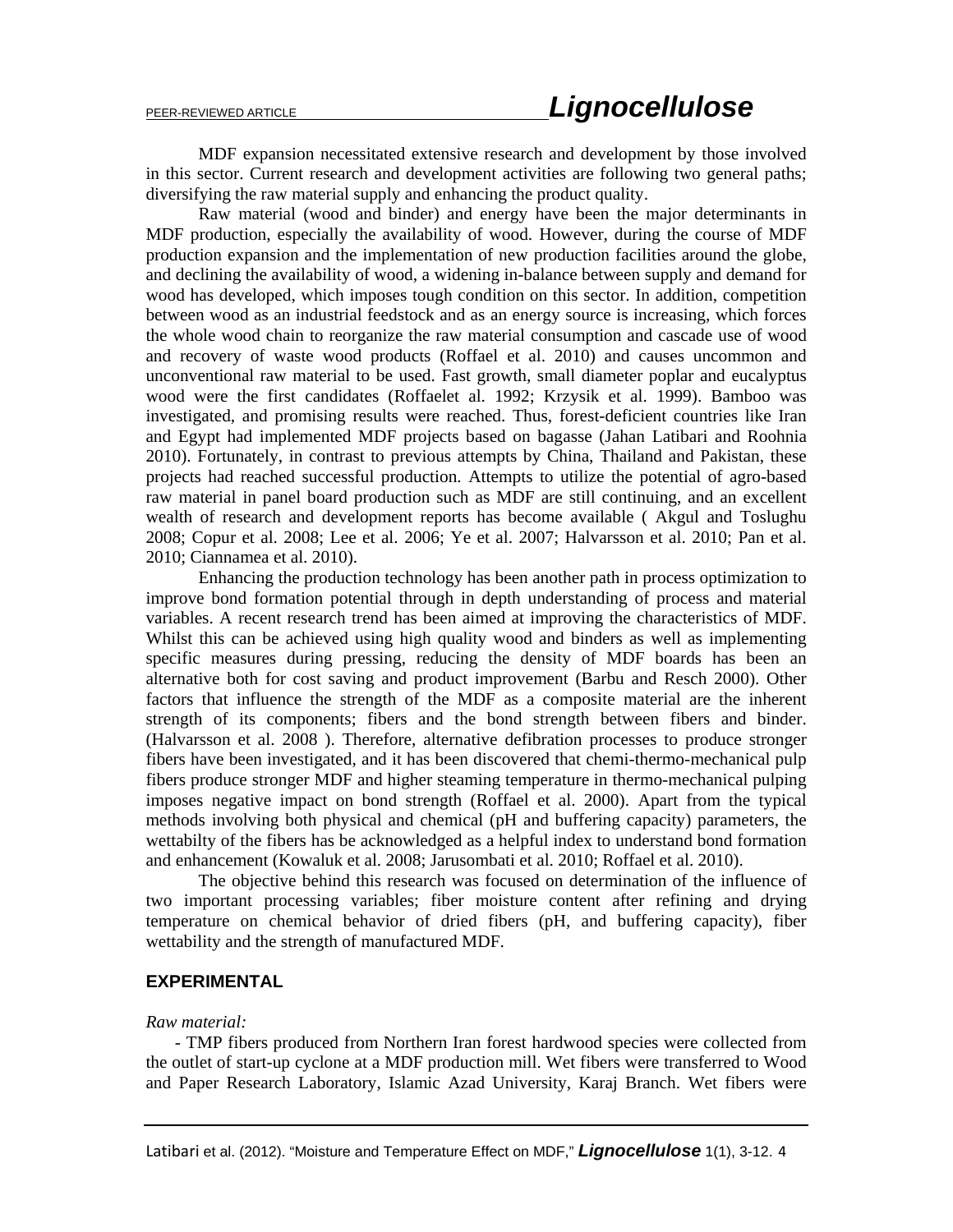MDF expansion necessitated extensive research and development by those involved in this sector. Current research and development activities are following two general paths; diversifying the raw material supply and enhancing the product quality.

Raw material (wood and binder) and energy have been the major determinants in MDF production, especially the availability of wood. However, during the course of MDF production expansion and the implementation of new production facilities around the globe, and declining the availability of wood, a widening in-balance between supply and demand for wood has developed, which imposes tough condition on this sector. In addition, competition between wood as an industrial feedstock and as an energy source is increasing, which forces the whole wood chain to reorganize the raw material consumption and cascade use of wood and recovery of waste wood products (Roffael et al. 2010) and causes uncommon and unconventional raw material to be used. Fast growth, small diameter poplar and eucalyptus wood were the first candidates (Roffaelet al. 1992; Krzysik et al. 1999). Bamboo was investigated, and promising results were reached. Thus, forest-deficient countries like Iran and Egypt had implemented MDF projects based on bagasse (Jahan Latibari and Roohnia 2010). Fortunately, in contrast to previous attempts by China, Thailand and Pakistan, these projects had reached successful production. Attempts to utilize the potential of agro-based raw material in panel board production such as MDF are still continuing, and an excellent wealth of research and development reports has become available ( Akgul and Toslughu 2008; Copur et al. 2008; Lee et al. 2006; Ye et al. 2007; Halvarsson et al. 2010; Pan et al. 2010; Ciannamea et al. 2010).

Enhancing the production technology has been another path in process optimization to improve bond formation potential through in depth understanding of process and material variables. A recent research trend has been aimed at improving the characteristics of MDF. Whilst this can be achieved using high quality wood and binders as well as implementing specific measures during pressing, reducing the density of MDF boards has been an alternative both for cost saving and product improvement (Barbu and Resch 2000). Other factors that influence the strength of the MDF as a composite material are the inherent strength of its components; fibers and the bond strength between fibers and binder. (Halvarsson et al. 2008 ). Therefore, alternative defibration processes to produce stronger fibers have been investigated, and it has been discovered that chemi-thermo-mechanical pulp fibers produce stronger MDF and higher steaming temperature in thermo-mechanical pulping imposes negative impact on bond strength (Roffael et al. 2000). Apart from the typical methods involving both physical and chemical (pH and buffering capacity) parameters, the wettabilty of the fibers has be acknowledged as a helpful index to understand bond formation and enhancement (Kowaluk et al. 2008; Jarusombati et al. 2010; Roffael et al. 2010).

The objective behind this research was focused on determination of the influence of two important processing variables; fiber moisture content after refining and drying temperature on chemical behavior of dried fibers (pH, and buffering capacity), fiber wettability and the strength of manufactured MDF.

## EXPERIMENTAL

*Raw material:*

- TMP fibers produced from Northern Iran forest hardwood species were collected from the outlet of start-up cyclone at a MDF production mill. Wet fibers were transferred to Wood and Paper Research Laboratory, Islamic Azad University, Karaj Branch. Wet fibers were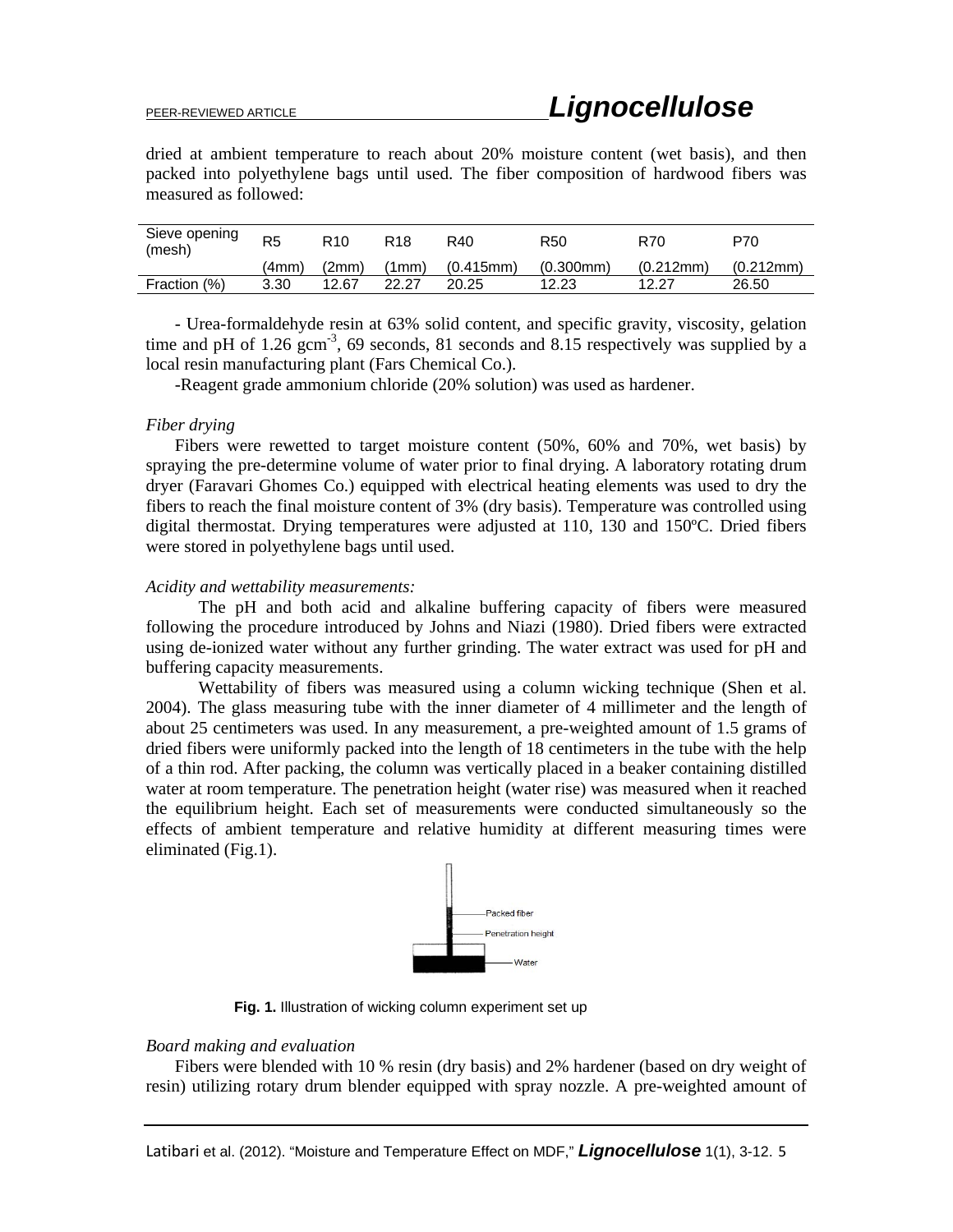dried at ambient temperature to reach about 20% moisture content (wet basis), and then packed into polyethylene bags until used. The fiber composition of hardwood fibers was measured as followed:

| Sieve opening (mesh) | R5 | R10 | R18 | R40 | R50 | R70 | P70 |
|---|---|---|---|---|---|---|---|
| | (4mm) | (2mm) | (1mm) | (0.415mm) | (0.300mm) | (0.212mm) | (0.212mm) |
| Fraction (%) | 3.30 | 12.67 | 22.27 | 20.25 | 12.23 | 12.27 | 26.50 |

- Urea-formaldehyde resin at 63% solid content, and specific gravity, viscosity, gelation time and pH of 1.26 $gcm^{-3}$, 69 seconds, 81 seconds and 8.15 respectively was supplied by a local resin manufacturing plant (Fars Chemical Co.).

-Reagent grade ammonium chloride (20% solution) was used as hardener.

*Fiber drying*

Fibers were rewetted to target moisture content (50%, 60% and 70%, wet basis) by spraying the pre-determine volume of water prior to final drying. A laboratory rotating drum dryer (Faravari Ghomes Co.) equipped with electrical heating elements was used to dry the fibers to reach the final moisture content of 3% (dry basis). Temperature was controlled using digital thermostat. Drying temperatures were adjusted at 110, 130 and 150ºC. Dried fibers were stored in polyethylene bags until used.

*Acidity and wettability measurements:*

The pH and both acid and alkaline buffering capacity of fibers were measured following the procedure introduced by Johns and Niazi (1980). Dried fibers were extracted using de-ionized water without any further grinding. The water extract was used for pH and buffering capacity measurements.

Wettability of fibers was measured using a column wicking technique (Shen et al. 2004). The glass measuring tube with the inner diameter of 4 millimeter and the length of about 25 centimeters was used. In any measurement, a pre-weighted amount of 1.5 grams of dried fibers were uniformly packed into the length of 18 centimeters in the tube with the help of a thin rod. After packing, the column was vertically placed in a beaker containing distilled water at room temperature. The penetration height (water rise) was measured when it reached the equilibrium height. Each set of measurements were conducted simultaneously so the effects of ambient temperature and relative humidity at different measuring times were eliminated (Fig.1).

Packed fiber

Penetration height

Water

**Fig. 1.** Illustration of wicking column experiment set up

*Board making and evaluation*

Fibers were blended with 10 % resin (dry basis) and 2% hardener (based on dry weight of resin) utilizing rotary drum blender equipped with spray nozzle. A pre-weighted amount of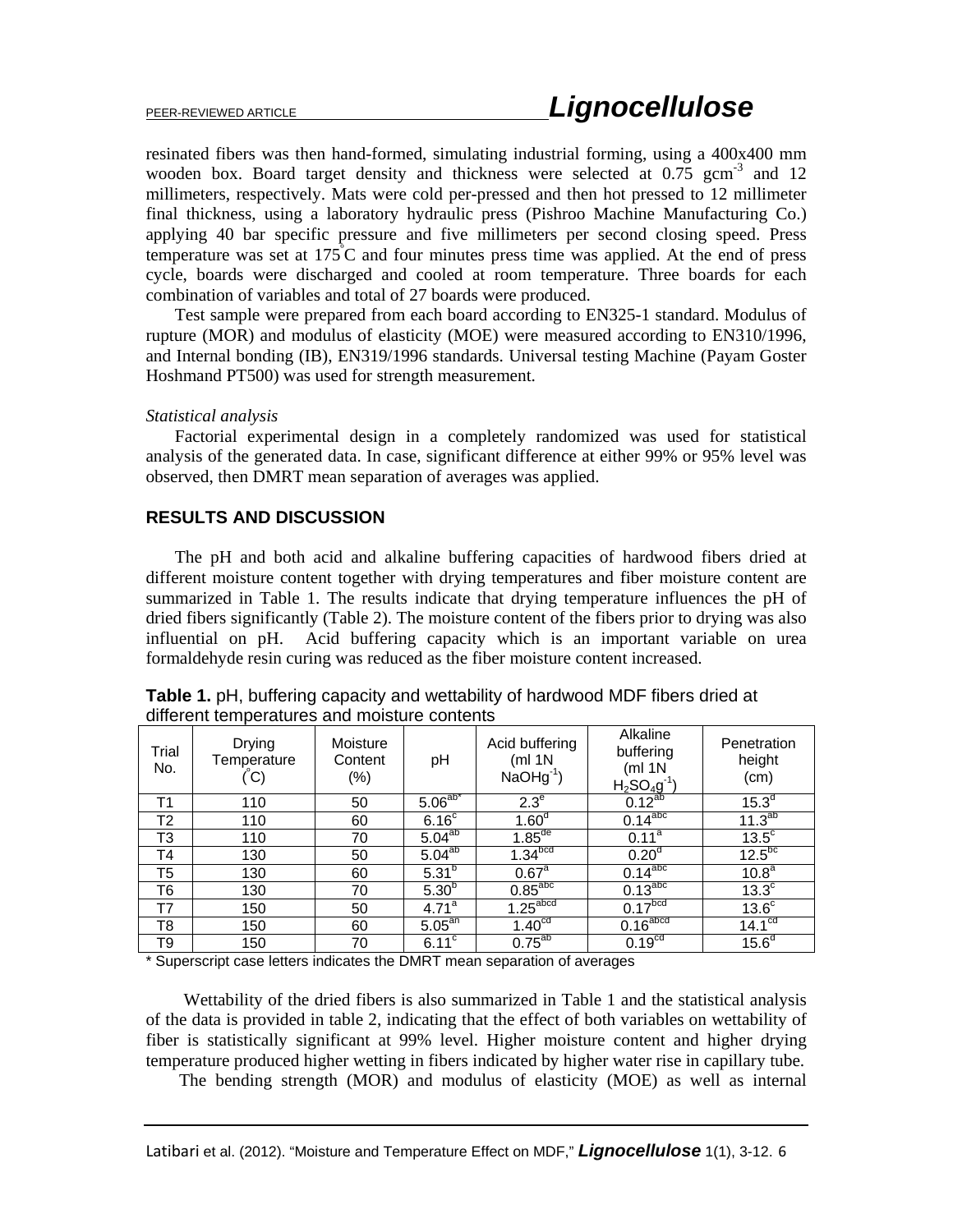resinated fibers was then hand-formed, simulating industrial forming, using a 400x400 mm wooden box. Board target density and thickness were selected at 0.75 $gcm^{-3}$ and 12 millimeters, respectively. Mats were cold per-pressed and then hot pressed to 12 millimeter final thickness, using a laboratory hydraulic press (Pishroo Machine Manufacturing Co.) applying 40 bar specific pressure and five millimeters per second closing speed. Press temperature was set at 175°C and four minutes press time was applied. At the end of press cycle, boards were discharged and cooled at room temperature. Three boards for each combination of variables and total of 27 boards were produced.

Test sample were prepared from each board according to EN325-1 standard. Modulus of rupture (MOR) and modulus of elasticity (MOE) were measured according to EN310/1996, and Internal bonding (IB), EN319/1996 standards. Universal testing Machine (Payam Goster Hoshmand PT500) was used for strength measurement.

*Statistical analysis*

Factorial experimental design in a completely randomized was used for statistical analysis of the generated data. In case, significant difference at either 99% or 95% level was observed, then DMRT mean separation of averages was applied.

## RESULTS AND DISCUSSION

The pH and both acid and alkaline buffering capacities of hardwood fibers dried at different moisture content together with drying temperatures and fiber moisture content are summarized in Table 1. The results indicate that drying temperature influences the pH of dried fibers significantly (Table 2). The moisture content of the fibers prior to drying was also influential on pH. Acid buffering capacity which is an important variable on urea formaldehyde resin curing was reduced as the fiber moisture content increased.

**Table 1.** pH, buffering capacity and wettability of hardwood MDF fibers dried at different temperatures and moisture contents

| Trial No. | Drying Temperature (°C) | Moisture Content (%) | pH | Acid buffering (ml 1N $NaOHg^{-1}$) | Alkaline buffering (ml 1N $H_2SO_4g^{-1}$) | Penetration height (cm) |
|---|---|---|---|---|---|---|
| T1 | 110 | 50 | $5.06^{ab*}$ | $2.3^{e}$ | $0.12^{ab}$ | $15.3^{d}$ |
| T2 | 110 | 60 | $6.16^{c}$ | $1.60^{d}$ | $0.14^{abc}$ | $11.3^{ab}$ |
| T3 | 110 | 70 | $5.04^{ab}$ | $1.85^{de}$ | $0.11^{a}$ | $13.5^{c}$ |
| T4 | 130 | 50 | $5.04^{ab}$ | $1.34^{bcd}$ | $0.20^{d}$ | $12.5^{bc}$ |
| T5 | 130 | 60 | $5.31^{b}$ | $0.67^{a}$ | $0.14^{abc}$ | $10.8^{a}$ |
| T6 | 130 | 70 | $5.30^{b}$ | $0.85^{abc}$ | $0.13^{abc}$ | $13.3^{c}$ |
| T7 | 150 | 50 | $4.71^{a}$ | $1.25^{abcd}$ | $0.17^{bcd}$ | $13.6^{c}$ |
| T8 | 150 | 60 | $5.05^{an}$ | $1.40^{cd}$ | $0.16^{abcd}$ | $14.1^{cd}$ |
| T9 | 150 | 70 | $6.11^{c}$ | $0.75^{ab}$ | $0.19^{cd}$ | $15.6^{d}$ |

\* Superscript case letters indicates the DMRT mean separation of averages

Wettability of the dried fibers is also summarized in Table 1 and the statistical analysis of the data is provided in table 2, indicating that the effect of both variables on wettability of fiber is statistically significant at 99% level. Higher moisture content and higher drying temperature produced higher wetting in fibers indicated by higher water rise in capillary tube.

The bending strength (MOR) and modulus of elasticity (MOE) as well as internal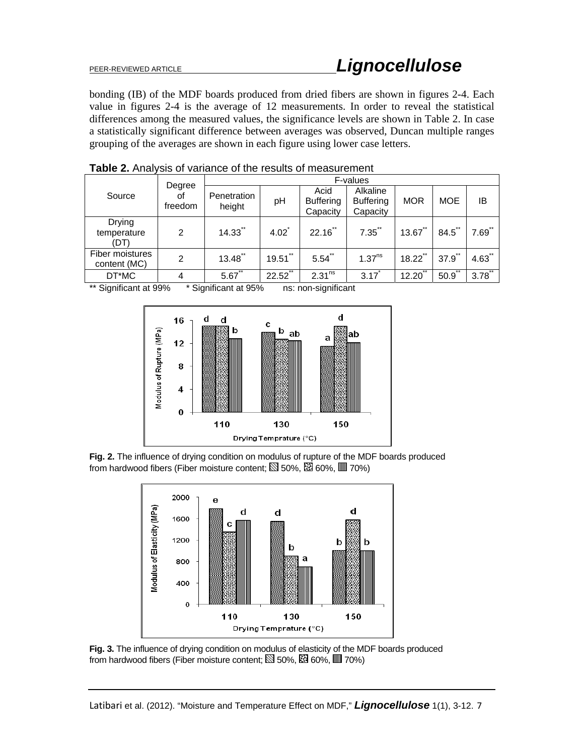bonding (IB) of the MDF boards produced from dried fibers are shown in figures 2-4. Each value in figures 2-4 is the average of 12 measurements. In order to reveal the statistical differences among the measured values, the significance levels are shown in Table 2. In case a statistically significant difference between averages was observed, Duncan multiple ranges grouping of the averages are shown in each figure using lower case letters.

**Table 2.** Analysis of variance of the results of measurement

| Source | Degree of freedom | F-values | | | | | | |
|---|---|---|---|---|---|---|---|---|
| | | Penetration height | pH | Acid Buffering Capacity | Alkaline Buffering Capacity | MOR | MOE | IB |
| Drying temperature (DT) | 2 | 14.33** | 4.02* | 22.16** | 7.35** | 13.67** | 84.5** | 7.69** |
| Fiber moistures content (MC) | 2 | 13.48** | 19.51** | 5.54** | 1.37ns | 18.22** | 37.9** | 4.63** |
| DT*MC | 4 | 5.67** | 22.52** | 2.31ns | 3.17* | 12.20** | 50.9** | 3.78** |

** Significant at 99% * Significant at 95% ns: non-significant

Moculus of Rupture (MPa)
16
12
8
4
0
d d b
c b ab
a d ab
110
130
150
Drying Temprature (°C)

**Fig. 2.** The influence of drying condition on modulus of rupture of the MDF boards produced from hardwood fibers (Fiber moisture content; 50%, 60%, 70%)

Modulus of Elasticity (MPa)
2000
1600
1200
800
400
0
e c d
d b a
b d b
110
130
150
Drying Temprature (°C)

**Fig. 3.** The influence of drying condition on modulus of elasticity of the MDF boards produced from hardwood fibers (Fiber moisture content; 50%, 60%, 70%)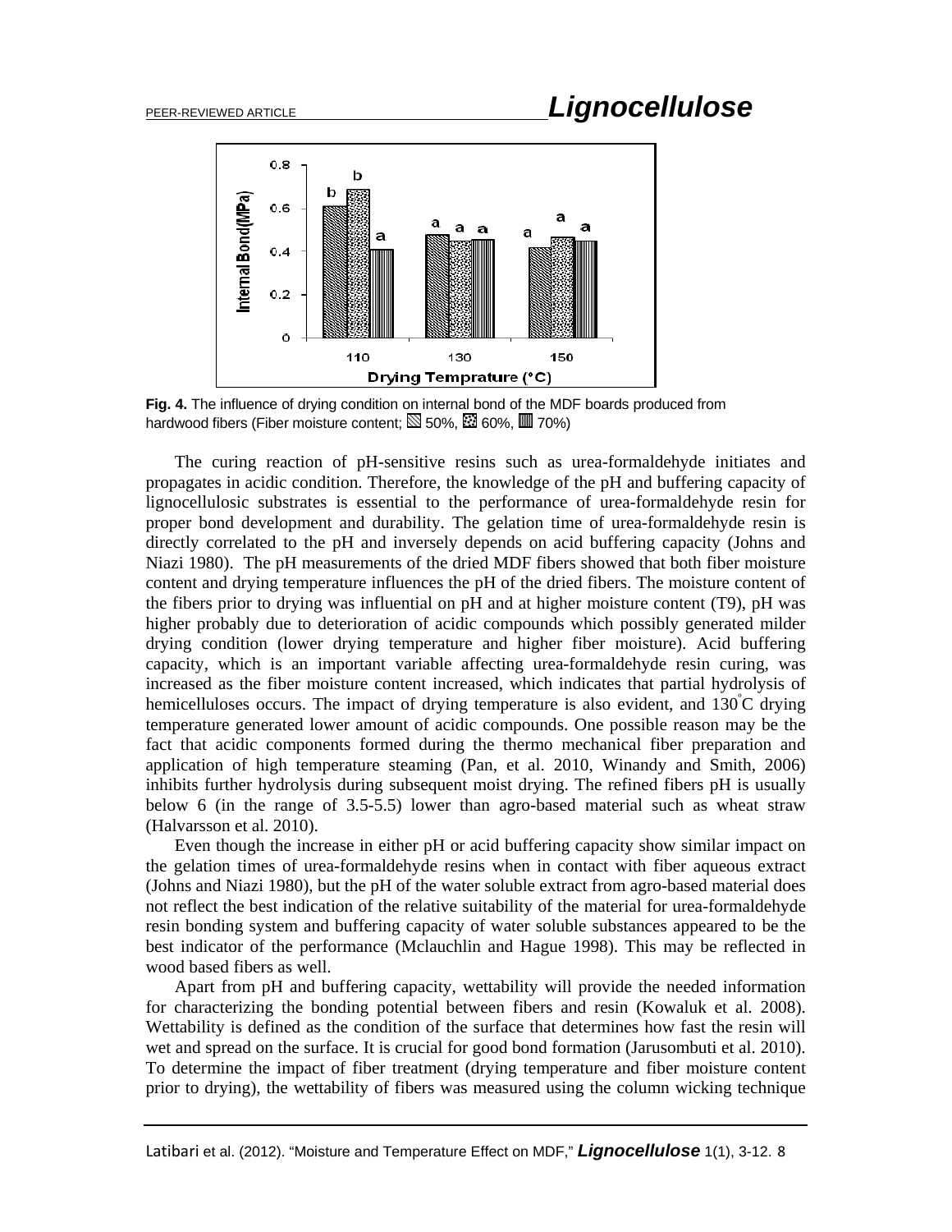0.8
0.6
0.4
0.2
0

Internal Bond(MPa)

b b a a a a a a a

110 130 150

Drying Temprature (°C)

**Fig. 4.** The influence of drying condition on internal bond of the MDF boards produced from hardwood fibers (Fiber moisture content; 50%, 60%, 70%)

The curing reaction of pH-sensitive resins such as urea-formaldehyde initiates and propagates in acidic condition. Therefore, the knowledge of the pH and buffering capacity of lignocellulosic substrates is essential to the performance of urea-formaldehyde resin for proper bond development and durability. The gelation time of urea-formaldehyde resin is directly correlated to the pH and inversely depends on acid buffering capacity (Johns and Niazi 1980). The pH measurements of the dried MDF fibers showed that both fiber moisture content and drying temperature influences the pH of the dried fibers. The moisture content of the fibers prior to drying was influential on pH and at higher moisture content (T9), pH was higher probably due to deterioration of acidic compounds which possibly generated milder drying condition (lower drying temperature and higher fiber moisture). Acid buffering capacity, which is an important variable affecting urea-formaldehyde resin curing, was increased as the fiber moisture content increased, which indicates that partial hydrolysis of hemicelluloses occurs. The impact of drying temperature is also evident, and 130°C drying temperature generated lower amount of acidic compounds. One possible reason may be the fact that acidic components formed during the thermo mechanical fiber preparation and application of high temperature steaming (Pan, et al. 2010, Winandy and Smith, 2006) inhibits further hydrolysis during subsequent moist drying. The refined fibers pH is usually below 6 (in the range of 3.5-5.5) lower than agro-based material such as wheat straw (Halvarsson et al. 2010).

Even though the increase in either pH or acid buffering capacity show similar impact on the gelation times of urea-formaldehyde resins when in contact with fiber aqueous extract (Johns and Niazi 1980), but the pH of the water soluble extract from agro-based material does not reflect the best indication of the relative suitability of the material for urea-formaldehyde resin bonding system and buffering capacity of water soluble substances appeared to be the best indicator of the performance (Mclauchlin and Hague 1998). This may be reflected in wood based fibers as well.

Apart from pH and buffering capacity, wettability will provide the needed information for characterizing the bonding potential between fibers and resin (Kowaluk et al. 2008). Wettability is defined as the condition of the surface that determines how fast the resin will wet and spread on the surface. It is crucial for good bond formation (Jarusombuti et al. 2010). To determine the impact of fiber treatment (drying temperature and fiber moisture content prior to drying), the wettability of fibers was measured using the column wicking technique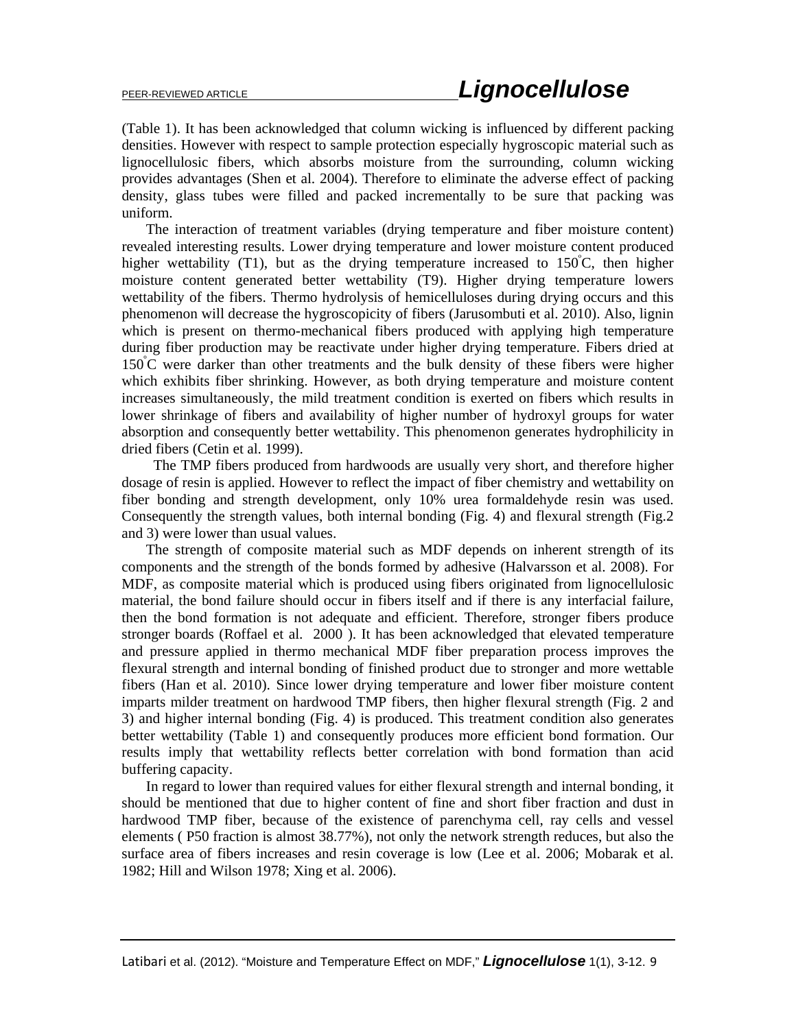(Table 1). It has been acknowledged that column wicking is influenced by different packing densities. However with respect to sample protection especially hygroscopic material such as lignocellulosic fibers, which absorbs moisture from the surrounding, column wicking provides advantages (Shen et al. 2004). Therefore to eliminate the adverse effect of packing density, glass tubes were filled and packed incrementally to be sure that packing was uniform.

The interaction of treatment variables (drying temperature and fiber moisture content) revealed interesting results. Lower drying temperature and lower moisture content produced higher wettability (T1), but as the drying temperature increased to 150°C, then higher moisture content generated better wettability (T9). Higher drying temperature lowers wettability of the fibers. Thermo hydrolysis of hemicelluloses during drying occurs and this phenomenon will decrease the hygroscopicity of fibers (Jarusombuti et al. 2010). Also, lignin which is present on thermo-mechanical fibers produced with applying high temperature during fiber production may be reactivate under higher drying temperature. Fibers dried at 150°C were darker than other treatments and the bulk density of these fibers were higher which exhibits fiber shrinking. However, as both drying temperature and moisture content increases simultaneously, the mild treatment condition is exerted on fibers which results in lower shrinkage of fibers and availability of higher number of hydroxyl groups for water absorption and consequently better wettability. This phenomenon generates hydrophilicity in dried fibers (Cetin et al. 1999).

The TMP fibers produced from hardwoods are usually very short, and therefore higher dosage of resin is applied. However to reflect the impact of fiber chemistry and wettability on fiber bonding and strength development, only 10% urea formaldehyde resin was used. Consequently the strength values, both internal bonding (Fig. 4) and flexural strength (Fig.2 and 3) were lower than usual values.

The strength of composite material such as MDF depends on inherent strength of its components and the strength of the bonds formed by adhesive (Halvarsson et al. 2008). For MDF, as composite material which is produced using fibers originated from lignocellulosic material, the bond failure should occur in fibers itself and if there is any interfacial failure, then the bond formation is not adequate and efficient. Therefore, stronger fibers produce stronger boards (Roffael et al. 2000 ). It has been acknowledged that elevated temperature and pressure applied in thermo mechanical MDF fiber preparation process improves the flexural strength and internal bonding of finished product due to stronger and more wettable fibers (Han et al. 2010). Since lower drying temperature and lower fiber moisture content imparts milder treatment on hardwood TMP fibers, then higher flexural strength (Fig. 2 and 3) and higher internal bonding (Fig. 4) is produced. This treatment condition also generates better wettability (Table 1) and consequently produces more efficient bond formation. Our results imply that wettability reflects better correlation with bond formation than acid buffering capacity.

In regard to lower than required values for either flexural strength and internal bonding, it should be mentioned that due to higher content of fine and short fiber fraction and dust in hardwood TMP fiber, because of the existence of parenchyma cell, ray cells and vessel elements ( P50 fraction is almost 38.77%), not only the network strength reduces, but also the surface area of fibers increases and resin coverage is low (Lee et al. 2006; Mobarak et al. 1982; Hill and Wilson 1978; Xing et al. 2006).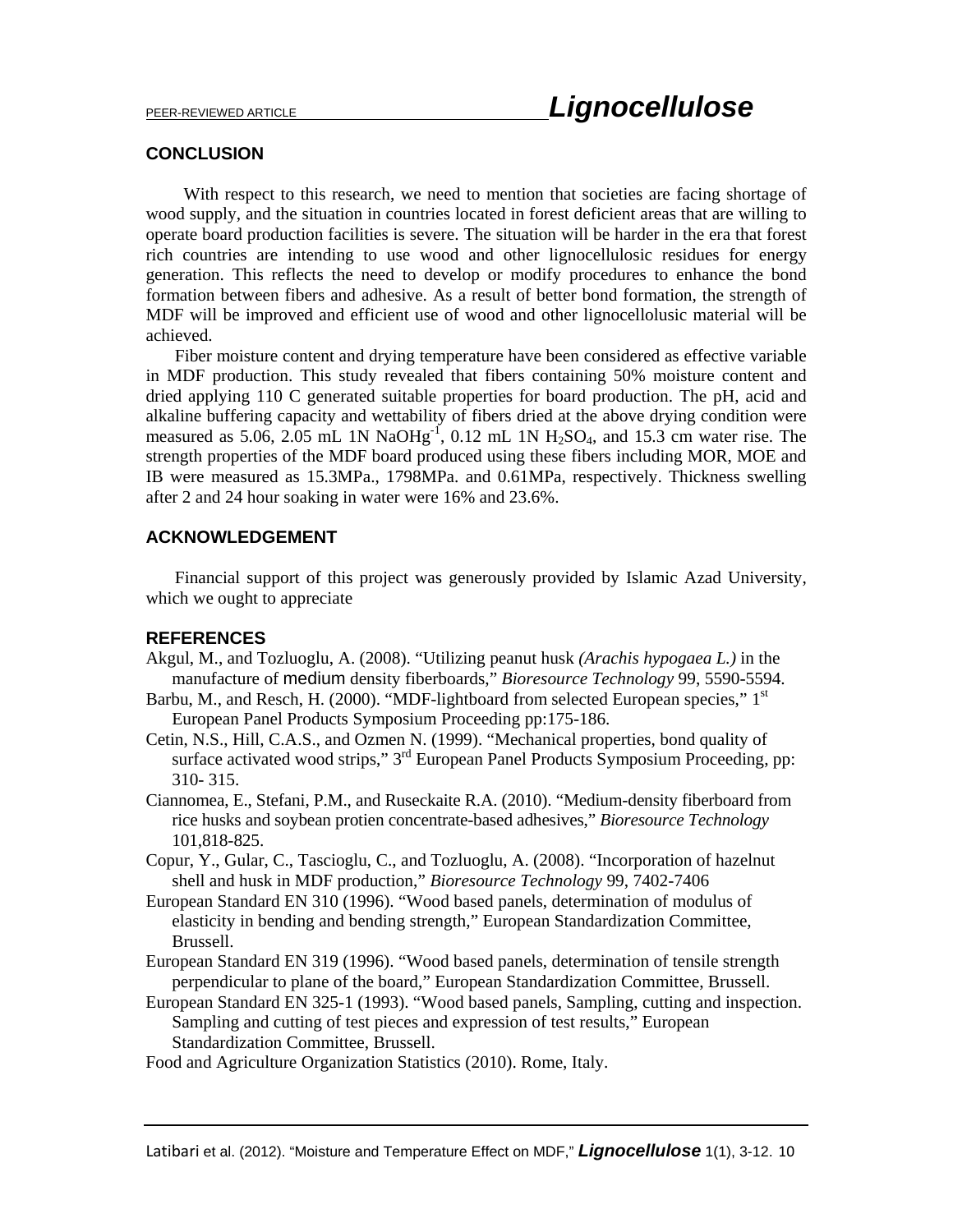## CONCLUSION

With respect to this research, we need to mention that societies are facing shortage of wood supply, and the situation in countries located in forest deficient areas that are willing to operate board production facilities is severe. The situation will be harder in the era that forest rich countries are intending to use wood and other lignocellulosic residues for energy generation. This reflects the need to develop or modify procedures to enhance the bond formation between fibers and adhesive. As a result of better bond formation, the strength of MDF will be improved and efficient use of wood and other lignocellolusic material will be achieved.

Fiber moisture content and drying temperature have been considered as effective variable in MDF production. This study revealed that fibers containing 50% moisture content and dried applying 110 C generated suitable properties for board production. The pH, acid and alkaline buffering capacity and wettability of fibers dried at the above drying condition were measured as 5.06, 2.05 mL 1N $NaOHg^{-1}$, 0.12 mL 1N $H_2SO_4$, and 15.3 cm water rise. The strength properties of the MDF board produced using these fibers including MOR, MOE and IB were measured as 15.3MPa., 1798MPa. and 0.61MPa, respectively. Thickness swelling after 2 and 24 hour soaking in water were 16% and 23.6%.

## ACKNOWLEDGEMENT

Financial support of this project was generously provided by Islamic Azad University, which we ought to appreciate

## REFERENCES

Akgul, M., and Tozluoglu, A. (2008). "Utilizing peanut husk *(Arachis hypogaea L.)* in the manufacture of medium density fiberboards," *Bioresource Technology* 99, 5590-5594.

Barbu, M., and Resch, H. (2000). "MDF-lightboard from selected European species," 1st European Panel Products Symposium Proceeding pp:175-186.

Cetin, N.S., Hill, C.A.S., and Ozmen N. (1999). "Mechanical properties, bond quality of surface activated wood strips," 3rd European Panel Products Symposium Proceeding, pp: 310- 315.

Ciannomea, E., Stefani, P.M., and Ruseckaite R.A. (2010). "Medium-density fiberboard from rice husks and soybean protien concentrate-based adhesives," *Bioresource Technology* 101,818-825.

Copur, Y., Gular, C., Tascioglu, C., and Tozluoglu, A. (2008). "Incorporation of hazelnut shell and husk in MDF production," *Bioresource Technology* 99, 7402-7406

European Standard EN 310 (1996). "Wood based panels, determination of modulus of elasticity in bending and bending strength," European Standardization Committee, Brussell.

European Standard EN 319 (1996). "Wood based panels, determination of tensile strength perpendicular to plane of the board," European Standardization Committee, Brussell.

European Standard EN 325-1 (1993). "Wood based panels, Sampling, cutting and inspection. Sampling and cutting of test pieces and expression of test results," European Standardization Committee, Brussell.

Food and Agriculture Organization Statistics (2010). Rome, Italy.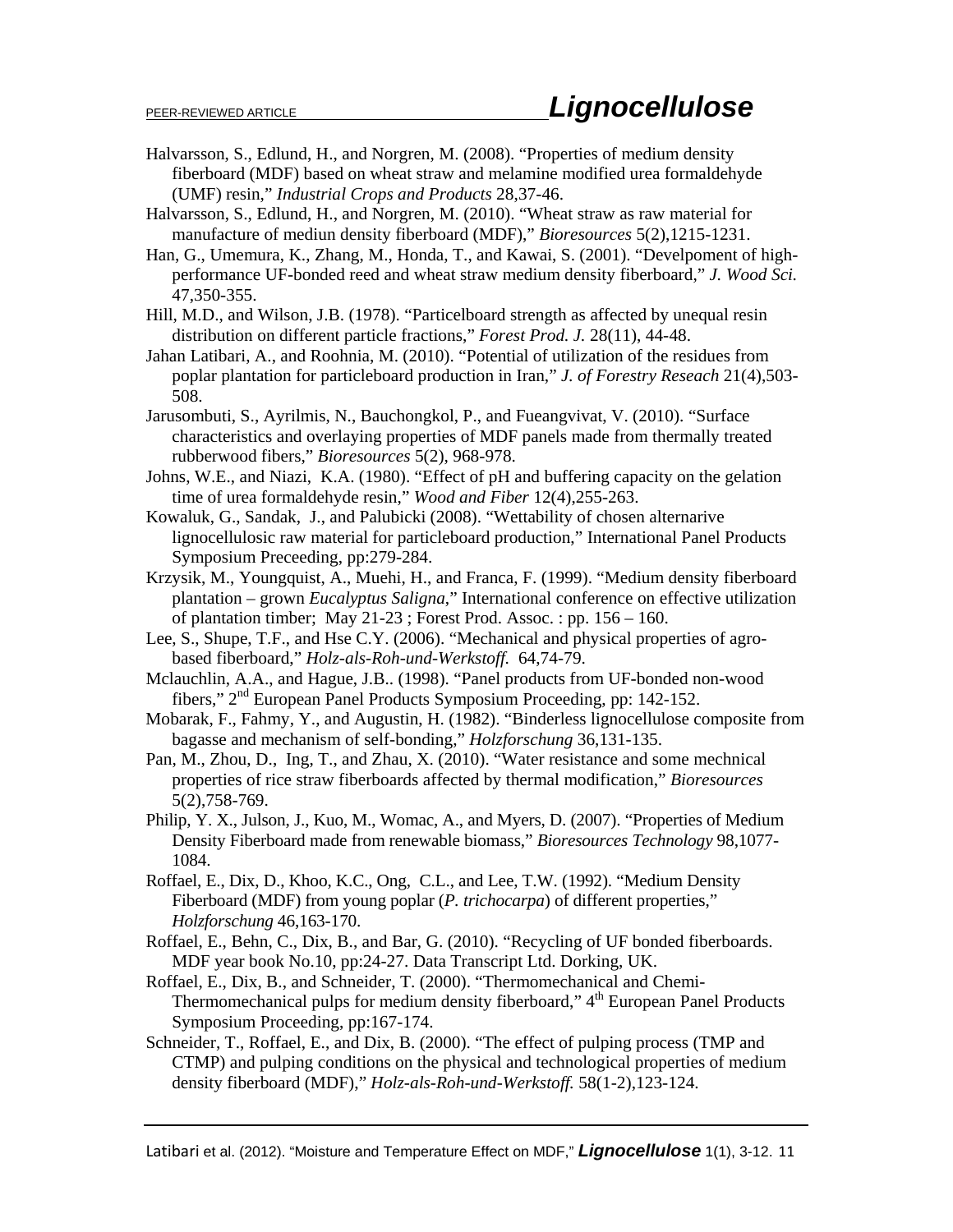Halvarsson, S., Edlund, H., and Norgren, M. (2008). "Properties of medium density fiberboard (MDF) based on wheat straw and melamine modified urea formaldehyde (UMF) resin," *Industrial Crops and Products* 28,37-46.

Halvarsson, S., Edlund, H., and Norgren, M. (2010). "Wheat straw as raw material for manufacture of mediun density fiberboard (MDF)," *Bioresources* 5(2),1215-1231.

Han, G., Umemura, K., Zhang, M., Honda, T., and Kawai, S. (2001). "Develpoment of high-performance UF-bonded reed and wheat straw medium density fiberboard," *J. Wood Sci.* 47,350-355.

Hill, M.D., and Wilson, J.B. (1978). "Particelboard strength as affected by unequal resin distribution on different particle fractions," *Forest Prod. J.* 28(11), 44-48.

Jahan Latibari, A., and Roohnia, M. (2010). "Potential of utilization of the residues from poplar plantation for particleboard production in Iran," *J. of Forestry Reseach* 21(4),503-508.

Jarusombuti, S., Ayrilmis, N., Bauchongkol, P., and Fueangvivat, V. (2010). "Surface characteristics and overlaying properties of MDF panels made from thermally treated rubberwood fibers," *Bioresources* 5(2), 968-978.

Johns, W.E., and Niazi, K.A. (1980). "Effect of pH and buffering capacity on the gelation time of urea formaldehyde resin," *Wood and Fiber* 12(4),255-263.

Kowaluk, G., Sandak, J., and Palubicki (2008). "Wettability of chosen alternarive lignocellulosic raw material for particleboard production," International Panel Products Symposium Preceeding, pp:279-284.

Krzysik, M., Youngquist, A., Muehi, H., and Franca, F. (1999). "Medium density fiberboard plantation – grown *Eucalyptus Saligna*," International conference on effective utilization of plantation timber; May 21-23 ; Forest Prod. Assoc. : pp. 156 – 160.

Lee, S., Shupe, T.F., and Hse C.Y. (2006). "Mechanical and physical properties of agro-based fiberboard," *Holz-als-Roh-und-Werkstoff.* 64,74-79.

Mclauchlin, A.A., and Hague, J.B.. (1998). "Panel products from UF-bonded non-wood fibers," 2nd European Panel Products Symposium Proceeding, pp: 142-152.

Mobarak, F., Fahmy, Y., and Augustin, H. (1982). "Binderless lignocellulose composite from bagasse and mechanism of self-bonding," *Holzforschung* 36,131-135.

Pan, M., Zhou, D., Ing, T., and Zhau, X. (2010). "Water resistance and some mechnical properties of rice straw fiberboards affected by thermal modification," *Bioresources* 5(2),758-769.

Philip, Y. X., Julson, J., Kuo, M., Womac, A., and Myers, D. (2007). "Properties of Medium Density Fiberboard made from renewable biomass," *Bioresources Technology* 98,1077-1084.

Roffael, E., Dix, D., Khoo, K.C., Ong, C.L., and Lee, T.W. (1992). "Medium Density Fiberboard (MDF) from young poplar (*P. trichocarpa*) of different properties," *Holzforschung* 46,163-170.

Roffael, E., Behn, C., Dix, B., and Bar, G. (2010). "Recycling of UF bonded fiberboards. MDF year book No.10, pp:24-27. Data Transcript Ltd. Dorking, UK.

Roffael, E., Dix, B., and Schneider, T. (2000). "Thermomechanical and Chemi-Thermomechanical pulps for medium density fiberboard," 4th European Panel Products Symposium Proceeding, pp:167-174.

Schneider, T., Roffael, E., and Dix, B. (2000). "The effect of pulping process (TMP and CTMP) and pulping conditions on the physical and technological properties of medium density fiberboard (MDF)," *Holz-als-Roh-und-Werkstoff.* 58(1-2),123-124.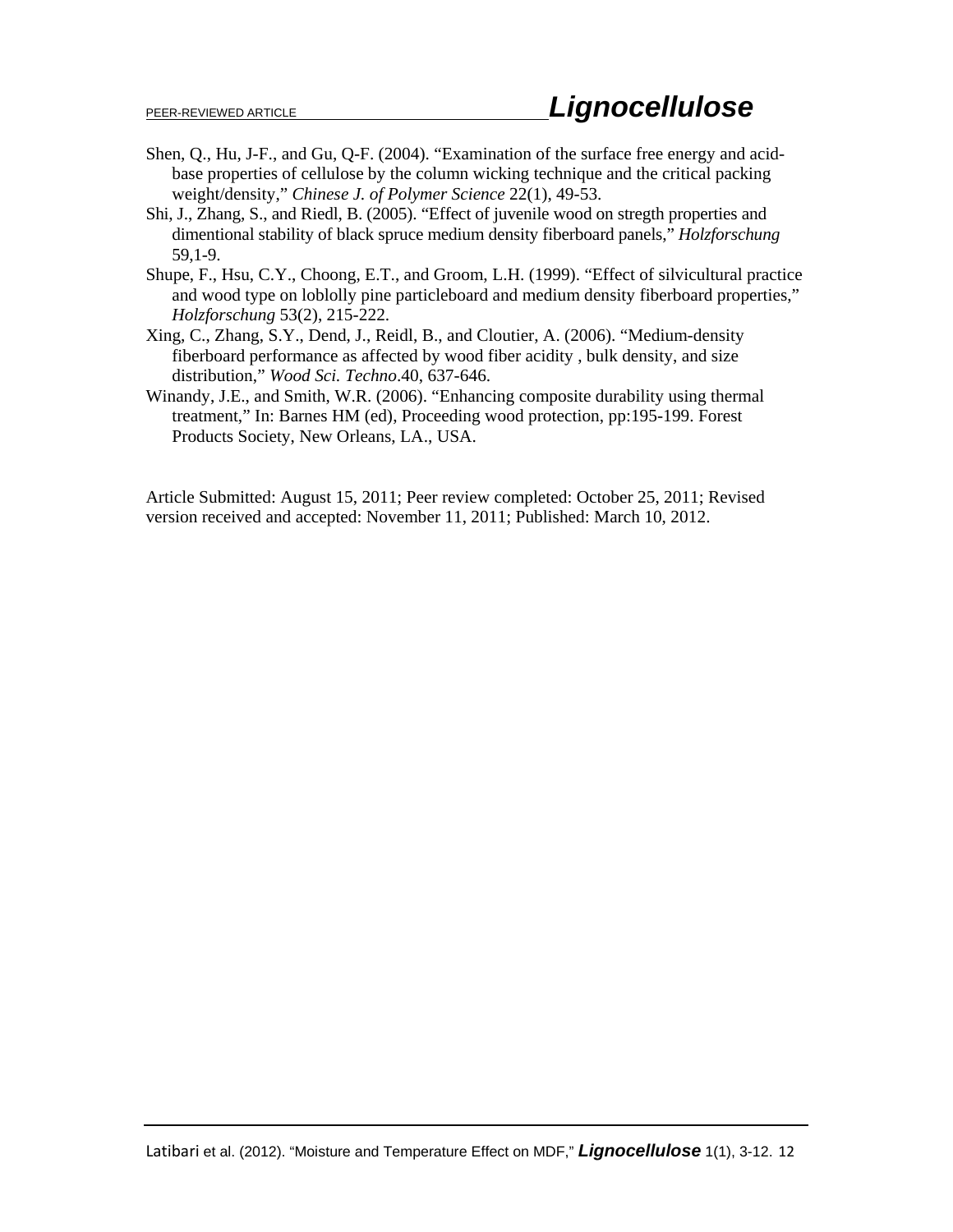Shen, Q., Hu, J-F., and Gu, Q-F. (2004). "Examination of the surface free energy and acid-base properties of cellulose by the column wicking technique and the critical packing weight/density," *Chinese J. of Polymer Science* 22(1), 49-53.

Shi, J., Zhang, S., and Riedl, B. (2005). "Effect of juvenile wood on stregth properties and dimentional stability of black spruce medium density fiberboard panels," *Holzforschung* 59,1-9.

Shupe, F., Hsu, C.Y., Choong, E.T., and Groom, L.H. (1999). "Effect of silvicultural practice and wood type on loblolly pine particleboard and medium density fiberboard properties," *Holzforschung* 53(2), 215-222.

Xing, C., Zhang, S.Y., Dend, J., Reidl, B., and Cloutier, A. (2006). "Medium-density fiberboard performance as affected by wood fiber acidity , bulk density, and size distribution," *Wood Sci. Techno*.40, 637-646.

Winandy, J.E., and Smith, W.R. (2006). "Enhancing composite durability using thermal treatment," In: Barnes HM (ed), Proceeding wood protection, pp:195-199. Forest Products Society, New Orleans, LA., USA.

Article Submitted: August 15, 2011; Peer review completed: October 25, 2011; Revised version received and accepted: November 11, 2011; Published: March 10, 2012.